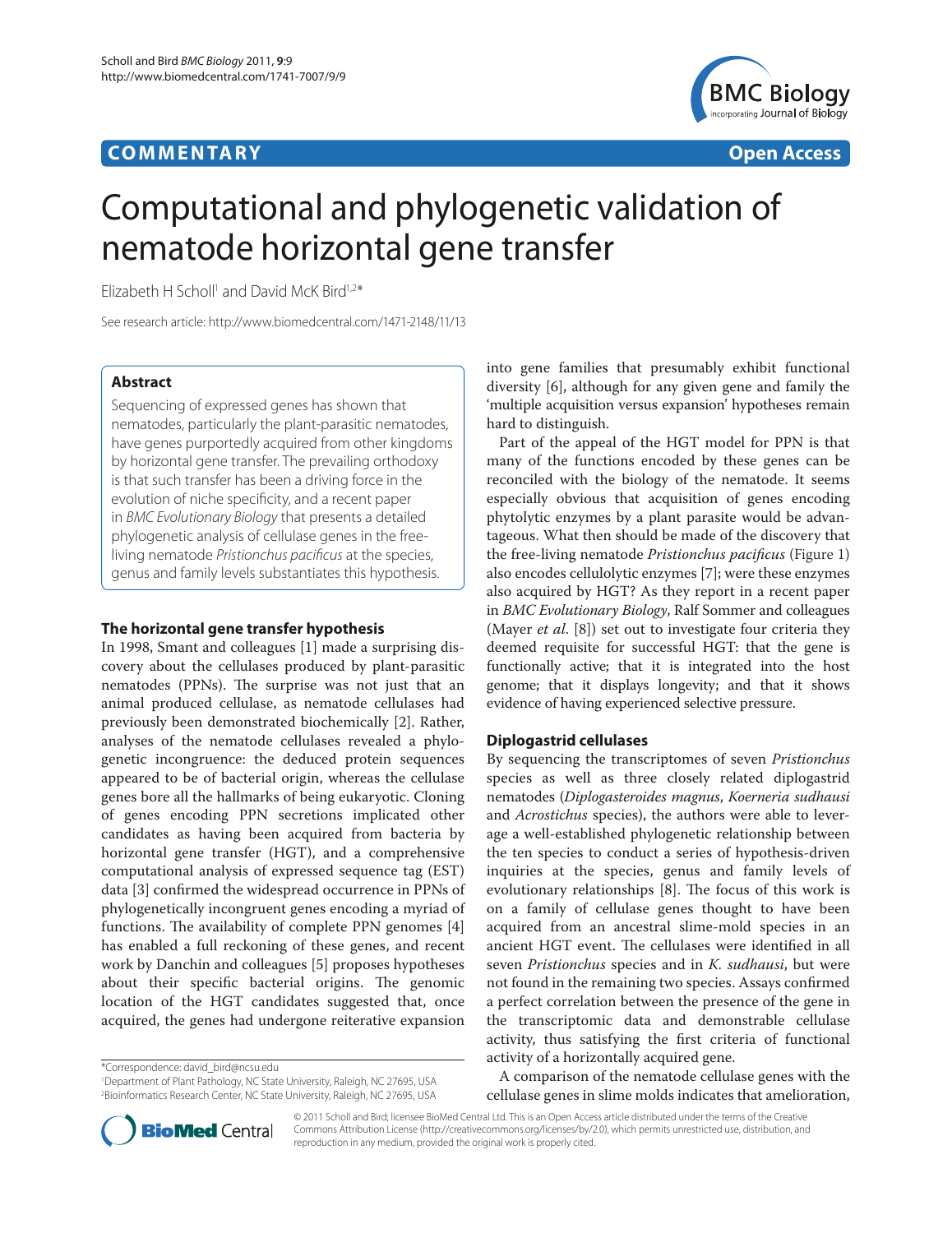**COMMENTARY** **Open Access**

# Computational and phylogenetic validation of nematode horizontal gene transfer

Elizabeth H Scholl[1] and David McK Bird[1,2*]

See research article: http://www.biomedcentral.com/1471-2148/11/13

## Abstract

Sequencing of expressed genes has shown that nematodes, particularly the plant-parasitic nematodes, have genes purportedly acquired from other kingdoms by horizontal gene transfer. The prevailing orthodoxy is that such transfer has been a driving force in the evolution of niche specificity, and a recent paper in *BMC Evolutionary Biology* that presents a detailed phylogenetic analysis of cellulase genes in the free-living nematode *Pristionchus pacificus* at the species, genus and family levels substantiates this hypothesis.

## The horizontal gene transfer hypothesis

In 1998, Smant and colleagues [1] made a surprising discovery about the cellulases produced by plant-parasitic nematodes (PPNs). The surprise was not just that an animal produced cellulase, as nematode cellulases had previously been demonstrated biochemically [2]. Rather, analyses of the nematode cellulases revealed a phylogenetic incongruence: the deduced protein sequences appeared to be of bacterial origin, whereas the cellulase genes bore all the hallmarks of being eukaryotic. Cloning of genes encoding PPN secretions implicated other candidates as having been acquired from bacteria by horizontal gene transfer (HGT), and a comprehensive computational analysis of expressed sequence tag (EST) data [3] confirmed the widespread occurrence in PPNs of phylogenetically incongruent genes encoding a myriad of functions. The availability of complete PPN genomes [4] has enabled a full reckoning of these genes, and recent work by Danchin and colleagues [5] proposes hypotheses about their specific bacterial origins. The genomic location of the HGT candidates suggested that, once acquired, the genes had undergone reiterative expansion into gene families that presumably exhibit functional diversity [6], although for any given gene and family the 'multiple acquisition versus expansion' hypotheses remain hard to distinguish.

Part of the appeal of the HGT model for PPN is that many of the functions encoded by these genes can be reconciled with the biology of the nematode. It seems especially obvious that acquisition of genes encoding phytolytic enzymes by a plant parasite would be advantageous. What then should be made of the discovery that the free-living nematode *Pristionchus pacificus* (Figure 1) also encodes cellulolytic enzymes [7]; were these enzymes also acquired by HGT? As they report in a recent paper in *BMC Evolutionary Biology*, Ralf Sommer and colleagues (Mayer *et al*. [8]) set out to investigate four criteria they deemed requisite for successful HGT: that the gene is functionally active; that it is integrated into the host genome; that it displays longevity; and that it shows evidence of having experienced selective pressure.

## Diplogastrid cellulases

By sequencing the transcriptomes of seven *Pristionchus* species as well as three closely related diplogastrid nematodes (*Diplogasteroides magnus*, *Koerneria sudhausi* and *Acrostichus* species), the authors were able to leverage a well-established phylogenetic relationship between the ten species to conduct a series of hypothesis-driven inquiries at the species, genus and family levels of evolutionary relationships [8]. The focus of this work is on a family of cellulase genes thought to have been acquired from an ancestral slime-mold species in an ancient HGT event. The cellulases were identified in all seven *Pristionchus* species and in *K. sudhausi*, but were not found in the remaining two species. Assays confirmed a perfect correlation between the presence of the gene in the transcriptomic data and demonstrable cellulase activity, thus satisfying the first criteria of functional activity of a horizontally acquired gene.

A comparison of the nematode cellulase genes with the cellulase genes in slime molds indicates that amelioration,

*Correspondence: david_bird@ncsu.edu
[1]Department of Plant Pathology, NC State University, Raleigh, NC 27695, USA
[2]Bioinformatics Research Center, NC State University, Raleigh, NC 27695, USA

© 2011 Scholl and Bird; licensee BioMed Central Ltd. This is an Open Access article distributed under the terms of the Creative Commons Attribution License (http://creativecommons.org/licenses/by/2.0), which permits unrestricted use, distribution, and reproduction in any medium, provided the original work is properly cited.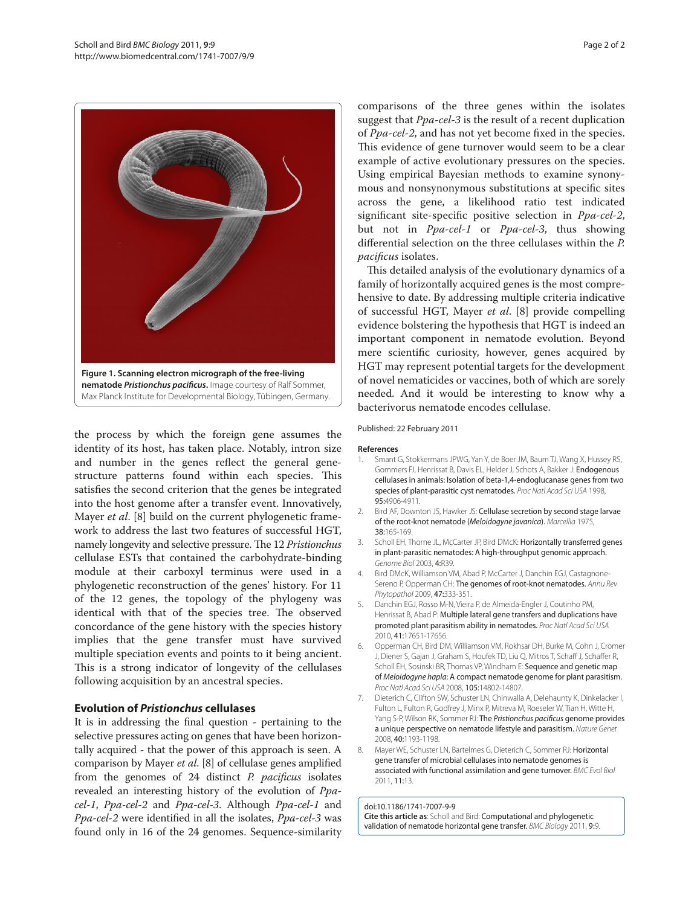Figure 1. Scanning electron micrograph of the free-living nematode *Pristionchus pacificus*. Image courtesy of Ralf Sommer, Max Planck Institute for Developmental Biology, Tübingen, Germany.

the process by which the foreign gene assumes the identity of its host, has taken place. Notably, intron size and number in the genes reflect the general gene-structure patterns found within each species. This satisfies the second criterion that the genes be integrated into the host genome after a transfer event. Innovatively, Mayer *et al*. [8] build on the current phylogenetic framework to address the last two features of successful HGT, namely longevity and selective pressure. The 12 *Pristionchus* cellulase ESTs that contained the carbohydrate-binding module at their carboxyl terminus were used in a phylogenetic reconstruction of the genes' history. For 11 of the 12 genes, the topology of the phylogeny was identical with that of the species tree. The observed concordance of the gene history with the species history implies that the gene transfer must have survived multiple speciation events and points to it being ancient. This is a strong indicator of longevity of the cellulases following acquisition by an ancestral species.

## Evolution of *Pristionchus* cellulases

It is in addressing the final question - pertaining to the selective pressures acting on genes that have been horizontally acquired - that the power of this approach is seen. A comparison by Mayer *et al*. [8] of cellulase genes amplified from the genomes of 24 distinct *P. pacificus* isolates revealed an interesting history of the evolution of *Ppa-cel-1*, *Ppa-cel-2* and *Ppa-cel-3*. Although *Ppa-cel-1* and *Ppa-cel-2* were identified in all the isolates, *Ppa-cel-3* was found only in 16 of the 24 genomes. Sequence-similarity comparisons of the three genes within the isolates suggest that *Ppa-cel-3* is the result of a recent duplication of *Ppa-cel-2*, and has not yet become fixed in the species. This evidence of gene turnover would seem to be a clear example of active evolutionary pressures on the species. Using empirical Bayesian methods to examine synonymous and nonsynonymous substitutions at specific sites across the gene, a likelihood ratio test indicated significant site-specific positive selection in *Ppa-cel-2*, but not in *Ppa-cel-1* or *Ppa-cel-3*, thus showing differential selection on the three cellulases within the *P. pacificus* isolates.

This detailed analysis of the evolutionary dynamics of a family of horizontally acquired genes is the most comprehensive to date. By addressing multiple criteria indicative of successful HGT, Mayer *et al*. [8] provide compelling evidence bolstering the hypothesis that HGT is indeed an important component in nematode evolution. Beyond mere scientific curiosity, however, genes acquired by HGT may represent potential targets for the development of novel nematicides or vaccines, both of which are sorely needed. And it would be interesting to know why a bacterivorus nematode encodes cellulase.

Published: 22 February 2011

### References

1. Smant G, Stokkermans JPWG, Yan Y, de Boer JM, Baum TJ, Wang X, Hussey RS, Gommers FJ, Henrissat B, Davis EL, Helder J, Schots A, Bakker J: Endogenous cellulases in animals: Isolation of beta-1,4-endoglucanase genes from two species of plant-parasitic cyst nematodes. *Proc Natl Acad Sci USA* 1998, **95**:4906-4911.
2. Bird AF, Downton JS, Hawker JS: Cellulase secretion by second stage larvae of the root-knot nematode (*Meloidogyne javanica*). *Marcellia* 1975, **38**:165-169.
3. Scholl EH, Thorne JL, McCarter JP, Bird DMcK: Horizontally transferred genes in plant-parasitic nematodes: A high-throughput genomic approach. *Genome Biol* 2003, **4**:R39.
4. Bird DMcK, Williamson VM, Abad P, McCarter J, Danchin EGJ, Castagnone-Sereno P, Opperman CH: The genomes of root-knot nematodes. *Annu Rev Phytopathol* 2009, **47**:333-351.
5. Danchin EGJ, Rosso M-N, Vieira P, de Almeida-Engler J, Coutinho PM, Henrissat B, Abad P: Multiple lateral gene transfers and duplications have promoted plant parasitism ability in nematodes. *Proc Natl Acad Sci USA* 2010, **41**:17651-17656.
6. Opperman CH, Bird DM, Williamson VM, Rokhsar DH, Burke M, Cohn J, Cromer J, Diener S, Gajan J, Graham S, Houfek TD, Liu Q, Mitros T, Schaff J, Schaffer R, Scholl EH, Sosinski BR, Thomas VP, Windham E: Sequence and genetic map of *Meloidogyne hapla*: A compact nematode genome for plant parasitism. *Proc Natl Acad Sci USA* 2008, **105**:14802-14807.
7. Dieterich C, Clifton SW, Schuster LN, Chinwalla A, Delehaunty K, Dinkelacker I, Fulton L, Fulton R, Godfrey J, Minx P, Mitreva M, Roeseler W, Tian H, Witte H, Yang S-P, Wilson RK, Sommer RJ: The *Pristionchus pacificus* genome provides a unique perspective on nematode lifestyle and parasitism. *Nature Genet* 2008, **40**:1193-1198.
8. Mayer WE, Schuster LN, Bartelmes G, Dieterich C, Sommer RJ: Horizontal gene transfer of microbial cellulases into nematode genomes is associated with functional assimilation and gene turnover. *BMC Evol Biol* 2011, **11**:13.

doi:10.1186/1741-7007-9-9
**Cite this article as**: Scholl and Bird: Computational and phylogenetic validation of nematode horizontal gene transfer. *BMC Biology* 2011, **9**:9.